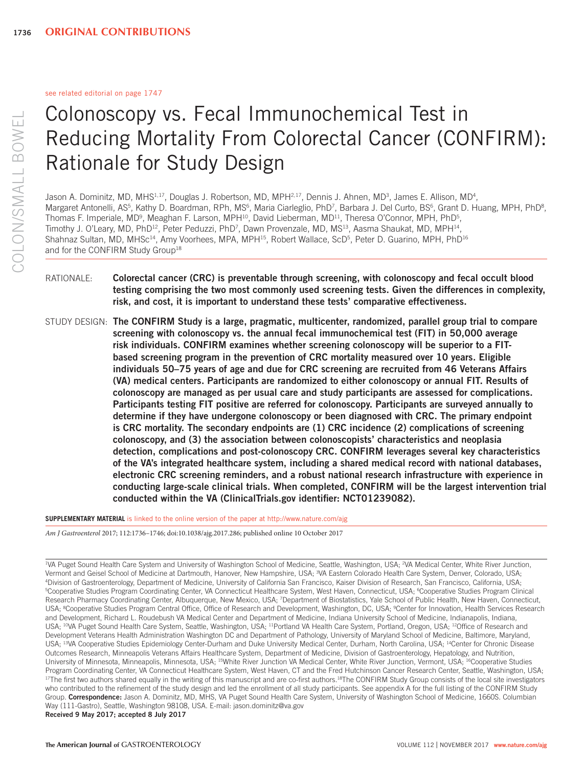see related editorial on page 1747

# Colonoscopy vs. Fecal Immunochemical Test in Reducing Mortality From Colorectal Cancer (CONFIRM): Rationale for Study Design

Jason A. Dominitz, MD, MHS[1,17], Douglas J. Robertson, MD, MPH[2,17], Dennis J. Ahnen, MD[3], James E. Allison, MD[4], Margaret Antonelli, AS[5], Kathy D. Boardman, RPh, MS[6], Maria Ciarleglio, PhD[7], Barbara J. Del Curto, BS[6], Grant D. Huang, MPH, PhD[8], Thomas F. Imperiale, MD[9], Meaghan F. Larson, MPH[10], David Lieberman, MD[11], Theresa O'Connor, MPH, PhD[5], Timothy J. O'Leary, MD, PhD[12], Peter Peduzzi, PhD[7], Dawn Provenzale, MD, MS[13], Aasma Shaukat, MD, MPH[14], Shahnaz Sultan, MD, MHSc[14], Amy Voorhees, MPA, MPH[15], Robert Wallace, ScD[5], Peter D. Guarino, MPH, PhD[16] and for the CONFIRM Study Group[18]

RATIONALE: **Colorectal cancer (CRC) is preventable through screening, with colonoscopy and fecal occult blood testing comprising the two most commonly used screening tests. Given the differences in complexity, risk, and cost, it is important to understand these tests' comparative effectiveness.**

STUDY DESIGN: **The CONFIRM Study is a large, pragmatic, multicenter, randomized, parallel group trial to compare screening with colonoscopy vs. the annual fecal immunochemical test (FIT) in 50,000 average risk individuals. CONFIRM examines whether screening colonoscopy will be superior to a FIT-based screening program in the prevention of CRC mortality measured over 10 years. Eligible individuals 50–75 years of age and due for CRC screening are recruited from 46 Veterans Affairs (VA) medical centers. Participants are randomized to either colonoscopy or annual FIT. Results of colonoscopy are managed as per usual care and study participants are assessed for complications. Participants testing FIT positive are referred for colonoscopy. Participants are surveyed annually to determine if they have undergone colonoscopy or been diagnosed with CRC. The primary endpoint is CRC mortality. The secondary endpoints are (1) CRC incidence (2) complications of screening colonoscopy, and (3) the association between colonoscopists' characteristics and neoplasia detection, complications and post-colonoscopy CRC. CONFIRM leverages several key characteristics of the VA's integrated healthcare system, including a shared medical record with national databases, electronic CRC screening reminders, and a robust national research infrastructure with experience in conducting large-scale clinical trials. When completed, CONFIRM will be the largest intervention trial conducted within the VA (ClinicalTrials.gov identifier: NCT01239082).**

**SUPPLEMENTARY MATERIAL** is linked to the online version of the paper at http://www.nature.com/ajg

*Am J Gastroenterol* 2017; 112:1736–1746; doi:10.1038/ajg.2017.286; published online 10 October 2017

[1]VA Puget Sound Health Care System and University of Washington School of Medicine, Seattle, Washington, USA; [2]VA Medical Center, White River Junction, Vermont and Geisel School of Medicine at Dartmouth, Hanover, New Hampshire, USA; [3]VA Eastern Colorado Health Care System, Denver, Colorado, USA; [4]Division of Gastroenterology, Department of Medicine, University of California San Francisco, Kaiser Division of Research, San Francisco, California, USA; [5]Cooperative Studies Program Coordinating Center, VA Connecticut Healthcare System, West Haven, Connecticut, USA; [6]Cooperative Studies Program Clinical Research Pharmacy Coordinating Center, Albuquerque, New Mexico, USA; [7]Department of Biostatistics, Yale School of Public Health, New Haven, Connecticut, USA; [8]Cooperative Studies Program Central Office, Office of Research and Development, Washington, DC, USA; [9]Center for Innovation, Health Services Research and Development, Richard L. Roudebush VA Medical Center and Department of Medicine, Indiana University School of Medicine, Indianapolis, Indiana, USA; [10]VA Puget Sound Health Care System, Seattle, Washington, USA; [11]Portland VA Health Care System, Portland, Oregon, USA; [12]Office of Research and Development Veterans Health Administration Washington DC and Department of Pathology, University of Maryland School of Medicine, Baltimore, Maryland, USA; [13]VA Cooperative Studies Epidemiology Center-Durham and Duke University Medical Center, Durham, North Carolina, USA; [14]Center for Chronic Disease Outcomes Research, Minneapolis Veterans Affairs Healthcare System, Department of Medicine, Division of Gastroenterology, Hepatology, and Nutrition, University of Minnesota, Minneapolis, Minnesota, USA; [15]White River Junction VA Medical Center, White River Junction, Vermont, USA; [16]Cooperative Studies Program Coordinating Center, VA Connecticut Healthcare System, West Haven, CT and the Fred Hutchinson Cancer Research Center, Seattle, Washington, USA; [17]The first two authors shared equally in the writing of this manuscript and are co-first authors.[18]The CONFIRM Study Group consists of the local site investigators who contributed to the refinement of the study design and led the enrollment of all study participants. See appendix A for the full listing of the CONFIRM Study Group. **Correspondence:** Jason A. Dominitz, MD, MHS, VA Puget Sound Health Care System, University of Washington School of Medicine, 1660S. Columbian Way (111-Gastro), Seattle, Washington 98108, USA. E-mail: jason.dominitz@va.gov

**Received 9 May 2017; accepted 8 July 2017**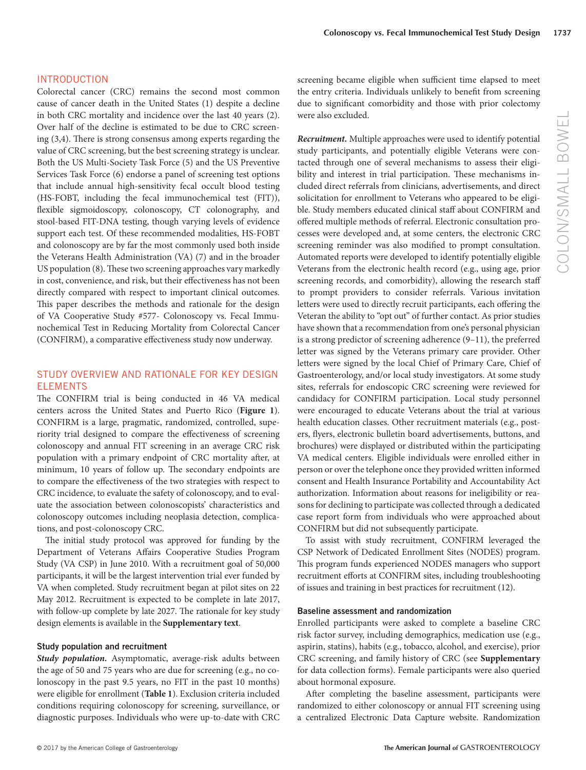## INTRODUCTION

Colorectal cancer (CRC) remains the second most common cause of cancer death in the United States (1) despite a decline in both CRC mortality and incidence over the last 40 years (2). Over half of the decline is estimated to be due to CRC screening (3,4). There is strong consensus among experts regarding the value of CRC screening, but the best screening strategy is unclear. Both the US Multi-Society Task Force (5) and the US Preventive Services Task Force (6) endorse a panel of screening test options that include annual high-sensitivity fecal occult blood testing (HS-FOBT, including the fecal immunochemical test (FIT)), flexible sigmoidoscopy, colonoscopy, CT colonography, and stool-based FIT-DNA testing, though varying levels of evidence support each test. Of these recommended modalities, HS-FOBT and colonoscopy are by far the most commonly used both inside the Veterans Health Administration (VA) (7) and in the broader US population (8). These two screening approaches vary markedly in cost, convenience, and risk, but their effectiveness has not been directly compared with respect to important clinical outcomes. This paper describes the methods and rationale for the design of VA Cooperative Study #577- Colonoscopy vs. Fecal Immunochemical Test in Reducing Mortality from Colorectal Cancer (CONFIRM), a comparative effectiveness study now underway.

## STUDY OVERVIEW AND RATIONALE FOR KEY DESIGN ELEMENTS

The CONFIRM trial is being conducted in 46 VA medical centers across the United States and Puerto Rico (**Figure 1**). CONFIRM is a large, pragmatic, randomized, controlled, superiority trial designed to compare the effectiveness of screening colonoscopy and annual FIT screening in an average CRC risk population with a primary endpoint of CRC mortality after, at minimum, 10 years of follow up. The secondary endpoints are to compare the effectiveness of the two strategies with respect to CRC incidence, to evaluate the safety of colonoscopy, and to evaluate the association between colonoscopists' characteristics and colonoscopy outcomes including neoplasia detection, complications, and post-colonoscopy CRC.

The initial study protocol was approved for funding by the Department of Veterans Affairs Cooperative Studies Program Study (VA CSP) in June 2010. With a recruitment goal of 50,000 participants, it will be the largest intervention trial ever funded by VA when completed. Study recruitment began at pilot sites on 22 May 2012. Recruitment is expected to be complete in late 2017, with follow-up complete by late 2027. The rationale for key study design elements is available in the **Supplementary text**.

### Study population and recruitment

***Study population.*** Asymptomatic, average-risk adults between the age of 50 and 75 years who are due for screening (e.g., no colonoscopy in the past 9.5 years, no FIT in the past 10 months) were eligible for enrollment (**Table 1**). Exclusion criteria included conditions requiring colonoscopy for screening, surveillance, or diagnostic purposes. Individuals who were up-to-date with CRC screening became eligible when sufficient time elapsed to meet the entry criteria. Individuals unlikely to benefit from screening due to significant comorbidity and those with prior colectomy were also excluded.

***Recruitment.*** Multiple approaches were used to identify potential study participants, and potentially eligible Veterans were contacted through one of several mechanisms to assess their eligibility and interest in trial participation. These mechanisms included direct referrals from clinicians, advertisements, and direct solicitation for enrollment to Veterans who appeared to be eligible. Study members educated clinical staff about CONFIRM and offered multiple methods of referral. Electronic consultation processes were developed and, at some centers, the electronic CRC screening reminder was also modified to prompt consultation. Automated reports were developed to identify potentially eligible Veterans from the electronic health record (e.g., using age, prior screening records, and comorbidity), allowing the research staff to prompt providers to consider referrals. Various invitation letters were used to directly recruit participants, each offering the Veteran the ability to "opt out" of further contact. As prior studies have shown that a recommendation from one's personal physician is a strong predictor of screening adherence (9–11), the preferred letter was signed by the Veterans primary care provider. Other letters were signed by the local Chief of Primary Care, Chief of Gastroenterology, and/or local study investigators. At some study sites, referrals for endoscopic CRC screening were reviewed for candidacy for CONFIRM participation. Local study personnel were encouraged to educate Veterans about the trial at various health education classes. Other recruitment materials (e.g., posters, flyers, electronic bulletin board advertisements, buttons, and brochures) were displayed or distributed within the participating VA medical centers. Eligible individuals were enrolled either in person or over the telephone once they provided written informed consent and Health Insurance Portability and Accountability Act authorization. Information about reasons for ineligibility or reasons for declining to participate was collected through a dedicated case report form from individuals who were approached about CONFIRM but did not subsequently participate.

To assist with study recruitment, CONFIRM leveraged the CSP Network of Dedicated Enrollment Sites (NODES) program. This program funds experienced NODES managers who support recruitment efforts at CONFIRM sites, including troubleshooting of issues and training in best practices for recruitment (12).

### Baseline assessment and randomization

Enrolled participants were asked to complete a baseline CRC risk factor survey, including demographics, medication use (e.g., aspirin, statins), habits (e.g., tobacco, alcohol, and exercise), prior CRC screening, and family history of CRC (see **Supplementary** for data collection forms). Female participants were also queried about hormonal exposure.

After completing the baseline assessment, participants were randomized to either colonoscopy or annual FIT screening using a centralized Electronic Data Capture website. Randomization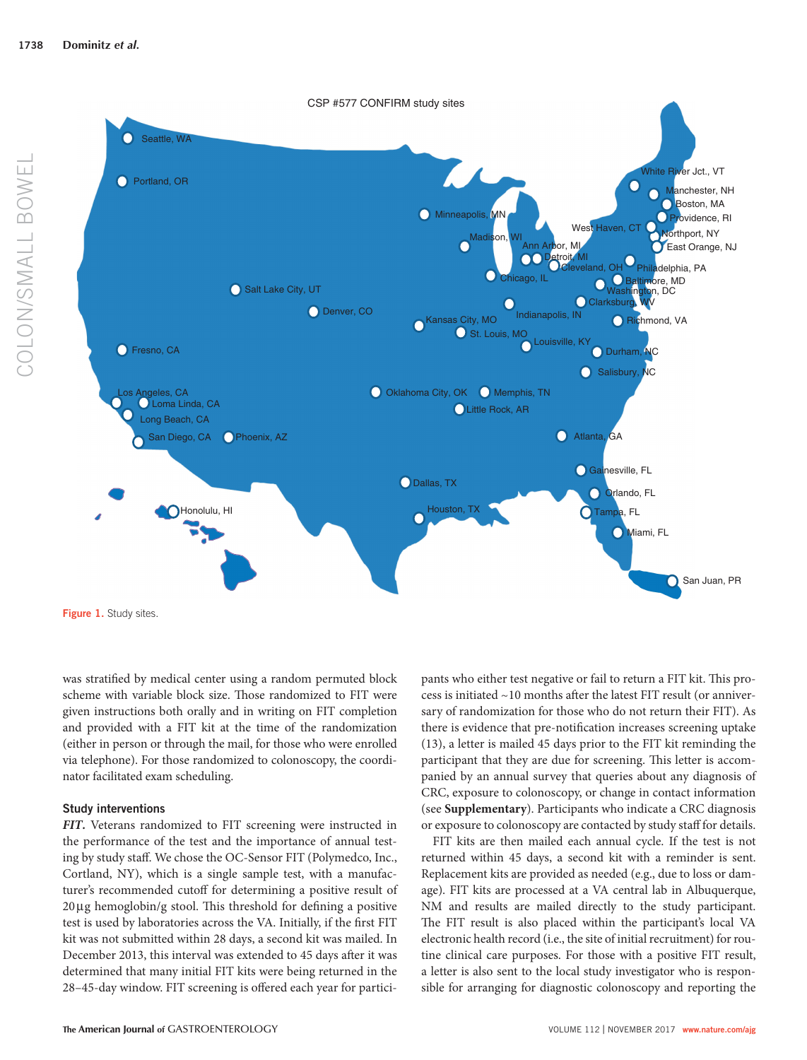Figure 1. Study sites.

was stratified by medical center using a random permuted block scheme with variable block size. Those randomized to FIT were given instructions both orally and in writing on FIT completion and provided with a FIT kit at the time of the randomization (either in person or through the mail, for those who were enrolled via telephone). For those randomized to colonoscopy, the coordinator facilitated exam scheduling.

### Study interventions

***FIT.*** Veterans randomized to FIT screening were instructed in the performance of the test and the importance of annual testing by study staff. We chose the OC-Sensor FIT (Polymedco, Inc., Cortland, NY), which is a single sample test, with a manufacturer's recommended cutoff for determining a positive result of 20 µg hemoglobin/g stool. This threshold for defining a positive test is used by laboratories across the VA. Initially, if the first FIT kit was not submitted within 28 days, a second kit was mailed. In December 2013, this interval was extended to 45 days after it was determined that many initial FIT kits were being returned in the 28–45-day window. FIT screening is offered each year for participants who either test negative or fail to return a FIT kit. This process is initiated ~10 months after the latest FIT result (or anniversary of randomization for those who do not return their FIT). As there is evidence that pre-notification increases screening uptake (13), a letter is mailed 45 days prior to the FIT kit reminding the participant that they are due for screening. This letter is accompanied by an annual survey that queries about any diagnosis of CRC, exposure to colonoscopy, or change in contact information (see **Supplementary**). Participants who indicate a CRC diagnosis or exposure to colonoscopy are contacted by study staff for details.

FIT kits are then mailed each annual cycle. If the test is not returned within 45 days, a second kit with a reminder is sent. Replacement kits are provided as needed (e.g., due to loss or damage). FIT kits are processed at a VA central lab in Albuquerque, NM and results are mailed directly to the study participant. The FIT result is also placed within the participant's local VA electronic health record (i.e., the site of initial recruitment) for routine clinical care purposes. For those with a positive FIT result, a letter is also sent to the local study investigator who is responsible for arranging for diagnostic colonoscopy and reporting the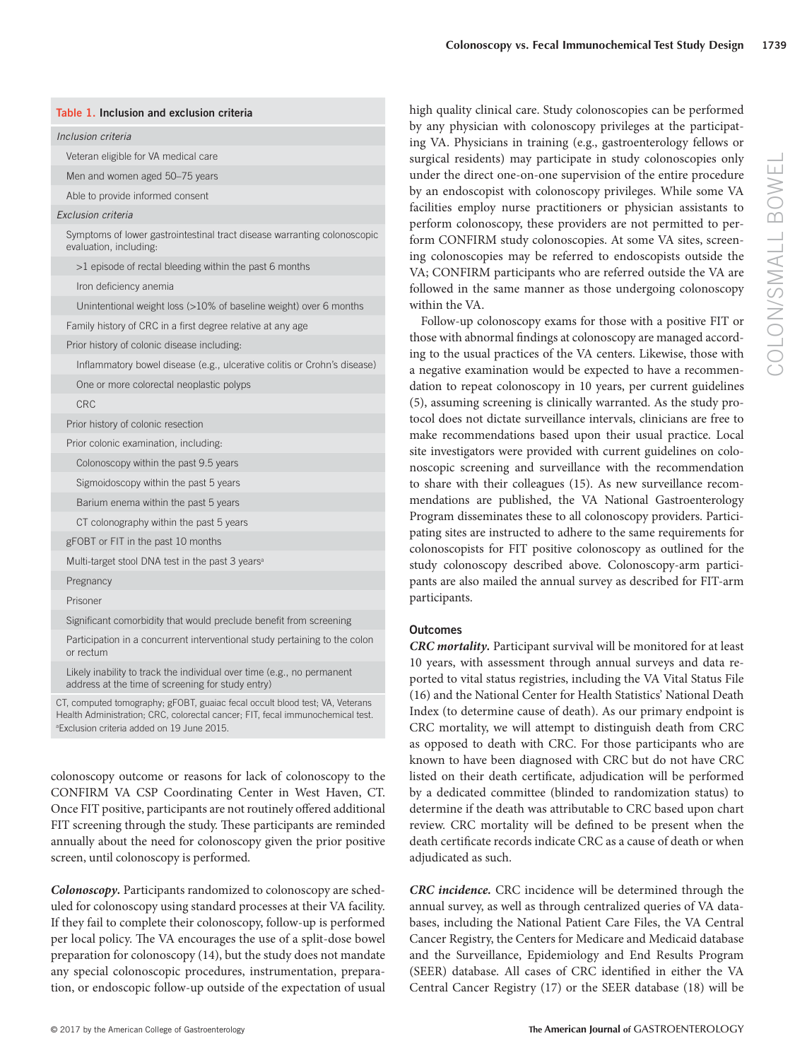**Table 1. Inclusion and exclusion criteria**

| |
|---|
| *Inclusion criteria* |
| Veteran eligible for VA medical care |
| Men and women aged 50–75 years |
| Able to provide informed consent |
| *Exclusion criteria* |
| Symptoms of lower gastrointestinal tract disease warranting colonoscopic evaluation, including: |
| >1 episode of rectal bleeding within the past 6 months |
| Iron deficiency anemia |
| Unintentional weight loss (>10% of baseline weight) over 6 months |
| Family history of CRC in a first degree relative at any age |
| Prior history of colonic disease including: |
| Inflammatory bowel disease (e.g., ulcerative colitis or Crohn's disease) |
| One or more colorectal neoplastic polyps |
| CRC |
| Prior history of colonic resection |
| Prior colonic examination, including: |
| Colonoscopy within the past 9.5 years |
| Sigmoidoscopy within the past 5 years |
| Barium enema within the past 5 years |
| CT colonography within the past 5 years |
| gFOBT or FIT in the past 10 months |
| Multi-target stool DNA test in the past 3 years[a] |
| Pregnancy |
| Prisoner |
| Significant comorbidity that would preclude benefit from screening |
| Participation in a concurrent interventional study pertaining to the colon or rectum |
| Likely inability to track the individual over time (e.g., no permanent address at the time of screening for study entry) |

CT, computed tomography; gFOBT, guaiac fecal occult blood test; VA, Veterans Health Administration; CRC, colorectal cancer; FIT, fecal immunochemical test.
[a]Exclusion criteria added on 19 June 2015.

colonoscopy outcome or reasons for lack of colonoscopy to the CONFIRM VA CSP Coordinating Center in West Haven, CT. Once FIT positive, participants are not routinely offered additional FIT screening through the study. These participants are reminded annually about the need for colonoscopy given the prior positive screen, until colonoscopy is performed.

***Colonoscopy.*** Participants randomized to colonoscopy are scheduled for colonoscopy using standard processes at their VA facility. If they fail to complete their colonoscopy, follow-up is performed per local policy. The VA encourages the use of a split-dose bowel preparation for colonoscopy (14), but the study does not mandate any special colonoscopic procedures, instrumentation, preparation, or endoscopic follow-up outside of the expectation of usual high quality clinical care. Study colonoscopies can be performed by any physician with colonoscopy privileges at the participating VA. Physicians in training (e.g., gastroenterology fellows or surgical residents) may participate in study colonoscopies only under the direct one-on-one supervision of the entire procedure by an endoscopist with colonoscopy privileges. While some VA facilities employ nurse practitioners or physician assistants to perform colonoscopy, these providers are not permitted to perform CONFIRM study colonoscopies. At some VA sites, screening colonoscopies may be referred to endoscopists outside the VA; CONFIRM participants who are referred outside the VA are followed in the same manner as those undergoing colonoscopy within the VA.

Follow-up colonoscopy exams for those with a positive FIT or those with abnormal findings at colonoscopy are managed according to the usual practices of the VA centers. Likewise, those with a negative examination would be expected to have a recommendation to repeat colonoscopy in 10 years, per current guidelines (5), assuming screening is clinically warranted. As the study protocol does not dictate surveillance intervals, clinicians are free to make recommendations based upon their usual practice. Local site investigators were provided with current guidelines on colonoscopic screening and surveillance with the recommendation to share with their colleagues (15). As new surveillance recommendations are published, the VA National Gastroenterology Program disseminates these to all colonoscopy providers. Participating sites are instructed to adhere to the same requirements for colonoscopists for FIT positive colonoscopy as outlined for the study colonoscopy described above. Colonoscopy-arm participants are also mailed the annual survey as described for FIT-arm participants.

### Outcomes

***CRC mortality.*** Participant survival will be monitored for at least 10 years, with assessment through annual surveys and data reported to vital status registries, including the VA Vital Status File (16) and the National Center for Health Statistics' National Death Index (to determine cause of death). As our primary endpoint is CRC mortality, we will attempt to distinguish death from CRC as opposed to death with CRC. For those participants who are known to have been diagnosed with CRC but do not have CRC listed on their death certificate, adjudication will be performed by a dedicated committee (blinded to randomization status) to determine if the death was attributable to CRC based upon chart review. CRC mortality will be defined to be present when the death certificate records indicate CRC as a cause of death or when adjudicated as such.

***CRC incidence.*** CRC incidence will be determined through the annual survey, as well as through centralized queries of VA databases, including the National Patient Care Files, the VA Central Cancer Registry, the Centers for Medicare and Medicaid database and the Surveillance, Epidemiology and End Results Program (SEER) database. All cases of CRC identified in either the VA Central Cancer Registry (17) or the SEER database (18) will be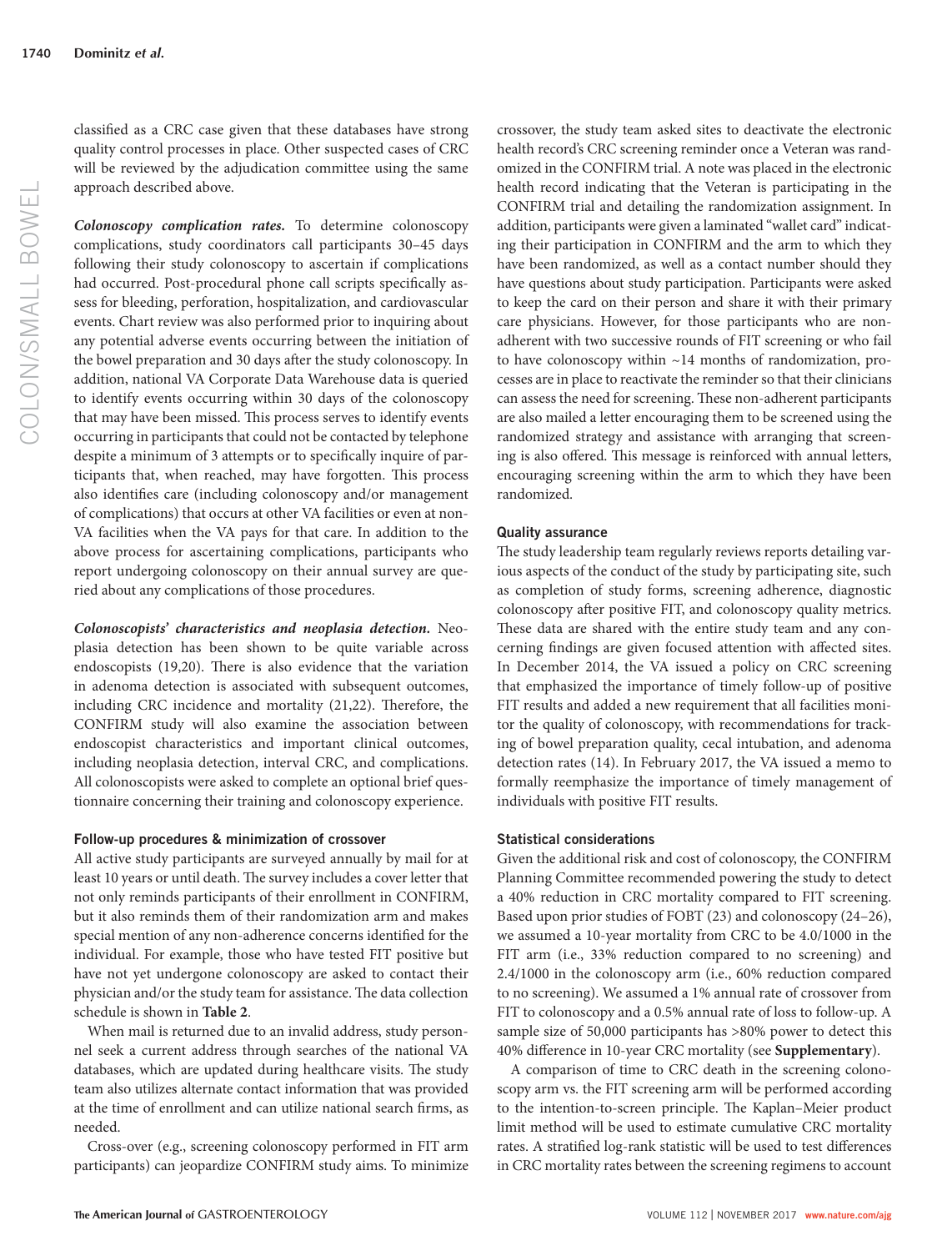classified as a CRC case given that these databases have strong quality control processes in place. Other suspected cases of CRC will be reviewed by the adjudication committee using the same approach described above.

***Colonoscopy complication rates.*** To determine colonoscopy complications, study coordinators call participants 30–45 days following their study colonoscopy to ascertain if complications had occurred. Post-procedural phone call scripts specifically assess for bleeding, perforation, hospitalization, and cardiovascular events. Chart review was also performed prior to inquiring about any potential adverse events occurring between the initiation of the bowel preparation and 30 days after the study colonoscopy. In addition, national VA Corporate Data Warehouse data is queried to identify events occurring within 30 days of the colonoscopy that may have been missed. This process serves to identify events occurring in participants that could not be contacted by telephone despite a minimum of 3 attempts or to specifically inquire of participants that, when reached, may have forgotten. This process also identifies care (including colonoscopy and/or management of complications) that occurs at other VA facilities or even at non-VA facilities when the VA pays for that care. In addition to the above process for ascertaining complications, participants who report undergoing colonoscopy on their annual survey are queried about any complications of those procedures.

***Colonoscopists' characteristics and neoplasia detection.*** Neoplasia detection has been shown to be quite variable across endoscopists (19,20). There is also evidence that the variation in adenoma detection is associated with subsequent outcomes, including CRC incidence and mortality (21,22). Therefore, the CONFIRM study will also examine the association between endoscopist characteristics and important clinical outcomes, including neoplasia detection, interval CRC, and complications. All colonoscopists were asked to complete an optional brief questionnaire concerning their training and colonoscopy experience.

### Follow-up procedures & minimization of crossover

All active study participants are surveyed annually by mail for at least 10 years or until death. The survey includes a cover letter that not only reminds participants of their enrollment in CONFIRM, but it also reminds them of their randomization arm and makes special mention of any non-adherence concerns identified for the individual. For example, those who have tested FIT positive but have not yet undergone colonoscopy are asked to contact their physician and/or the study team for assistance. The data collection schedule is shown in **Table 2**.

When mail is returned due to an invalid address, study personnel seek a current address through searches of the national VA databases, which are updated during healthcare visits. The study team also utilizes alternate contact information that was provided at the time of enrollment and can utilize national search firms, as needed.

Cross-over (e.g., screening colonoscopy performed in FIT arm participants) can jeopardize CONFIRM study aims. To minimize crossover, the study team asked sites to deactivate the electronic health record's CRC screening reminder once a Veteran was randomized in the CONFIRM trial. A note was placed in the electronic health record indicating that the Veteran is participating in the CONFIRM trial and detailing the randomization assignment. In addition, participants were given a laminated "wallet card" indicating their participation in CONFIRM and the arm to which they have been randomized, as well as a contact number should they have questions about study participation. Participants were asked to keep the card on their person and share it with their primary care physicians. However, for those participants who are non-adherent with two successive rounds of FIT screening or who fail to have colonoscopy within ~14 months of randomization, processes are in place to reactivate the reminder so that their clinicians can assess the need for screening. These non-adherent participants are also mailed a letter encouraging them to be screened using the randomized strategy and assistance with arranging that screening is also offered. This message is reinforced with annual letters, encouraging screening within the arm to which they have been randomized.

### Quality assurance

The study leadership team regularly reviews reports detailing various aspects of the conduct of the study by participating site, such as completion of study forms, screening adherence, diagnostic colonoscopy after positive FIT, and colonoscopy quality metrics. These data are shared with the entire study team and any concerning findings are given focused attention with affected sites. In December 2014, the VA issued a policy on CRC screening that emphasized the importance of timely follow-up of positive FIT results and added a new requirement that all facilities monitor the quality of colonoscopy, with recommendations for tracking of bowel preparation quality, cecal intubation, and adenoma detection rates (14). In February 2017, the VA issued a memo to formally reemphasize the importance of timely management of individuals with positive FIT results.

### Statistical considerations

Given the additional risk and cost of colonoscopy, the CONFIRM Planning Committee recommended powering the study to detect a 40% reduction in CRC mortality compared to FIT screening. Based upon prior studies of FOBT (23) and colonoscopy (24–26), we assumed a 10-year mortality from CRC to be 4.0/1000 in the FIT arm (i.e., 33% reduction compared to no screening) and 2.4/1000 in the colonoscopy arm (i.e., 60% reduction compared to no screening). We assumed a 1% annual rate of crossover from FIT to colonoscopy and a 0.5% annual rate of loss to follow-up. A sample size of 50,000 participants has >80% power to detect this 40% difference in 10-year CRC mortality (see **Supplementary**).

A comparison of time to CRC death in the screening colonoscopy arm vs. the FIT screening arm will be performed according to the intention-to-screen principle. The Kaplan–Meier product limit method will be used to estimate cumulative CRC mortality rates. A stratified log-rank statistic will be used to test differences in CRC mortality rates between the screening regimens to account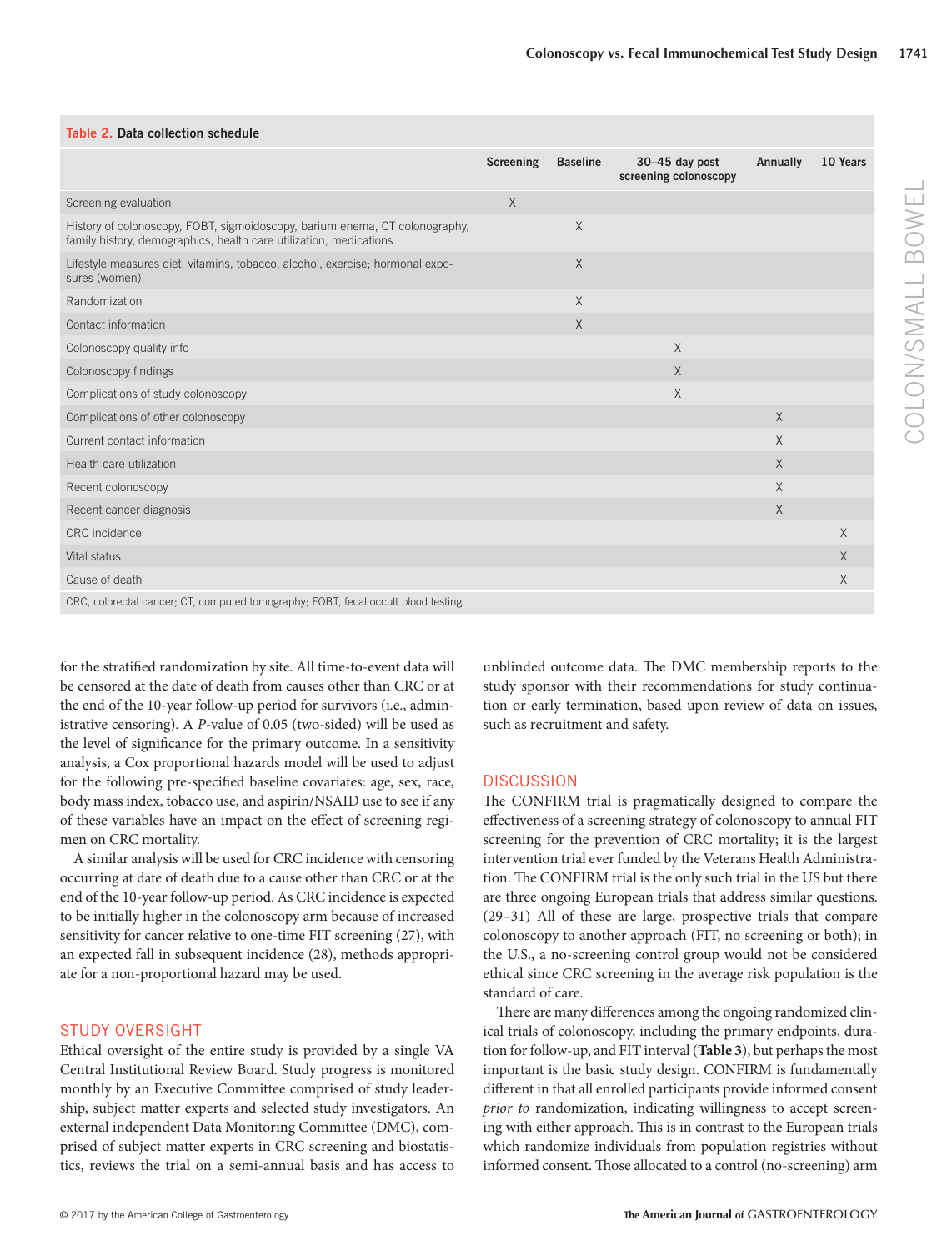**Table 2.** Data collection schedule

| | Screening | Baseline | 30–45 day post screening colonoscopy | Annually | 10 Years |
|---|---|---|---|---|---|
| Screening evaluation | X | | | | |
| History of colonoscopy, FOBT, sigmoidoscopy, barium enema, CT colonography, family history, demographics, health care utilization, medications | | X | | | |
| Lifestyle measures diet, vitamins, tobacco, alcohol, exercise; hormonal exposures (women) | | X | | | |
| Randomization | | X | | | |
| Contact information | | X | | | |
| Colonoscopy quality info | | | X | | |
| Colonoscopy findings | | | X | | |
| Complications of study colonoscopy | | | X | | |
| Complications of other colonoscopy | | | | X | |
| Current contact information | | | | X | |
| Health care utilization | | | | X | |
| Recent colonoscopy | | | | X | |
| Recent cancer diagnosis | | | | X | |
| CRC incidence | | | | | X |
| Vital status | | | | | X |
| Cause of death | | | | | X |

CRC, colorectal cancer; CT, computed tomography; FOBT, fecal occult blood testing.

for the stratified randomization by site. All time-to-event data will be censored at the date of death from causes other than CRC or at the end of the 10-year follow-up period for survivors (i.e., administrative censoring). A *P*-value of 0.05 (two-sided) will be used as the level of significance for the primary outcome. In a sensitivity analysis, a Cox proportional hazards model will be used to adjust for the following pre-specified baseline covariates: age, sex, race, body mass index, tobacco use, and aspirin/NSAID use to see if any of these variables have an impact on the effect of screening regimen on CRC mortality.

A similar analysis will be used for CRC incidence with censoring occurring at date of death due to a cause other than CRC or at the end of the 10-year follow-up period. As CRC incidence is expected to be initially higher in the colonoscopy arm because of increased sensitivity for cancer relative to one-time FIT screening (27), with an expected fall in subsequent incidence (28), methods appropriate for a non-proportional hazard may be used.

## STUDY OVERSIGHT

Ethical oversight of the entire study is provided by a single VA Central Institutional Review Board. Study progress is monitored monthly by an Executive Committee comprised of study leadership, subject matter experts and selected study investigators. An external independent Data Monitoring Committee (DMC), comprised of subject matter experts in CRC screening and biostatistics, reviews the trial on a semi-annual basis and has access to unblinded outcome data. The DMC membership reports to the study sponsor with their recommendations for study continuation or early termination, based upon review of data on issues, such as recruitment and safety.

## DISCUSSION

The CONFIRM trial is pragmatically designed to compare the effectiveness of a screening strategy of colonoscopy to annual FIT screening for the prevention of CRC mortality; it is the largest intervention trial ever funded by the Veterans Health Administration. The CONFIRM trial is the only such trial in the US but there are three ongoing European trials that address similar questions. (29–31) All of these are large, prospective trials that compare colonoscopy to another approach (FIT, no screening or both); in the U.S., a no-screening control group would not be considered ethical since CRC screening in the average risk population is the standard of care.

There are many differences among the ongoing randomized clinical trials of colonoscopy, including the primary endpoints, duration for follow-up, and FIT interval (**Table 3**), but perhaps the most important is the basic study design. CONFIRM is fundamentally different in that all enrolled participants provide informed consent *prior to* randomization, indicating willingness to accept screening with either approach. This is in contrast to the European trials which randomize individuals from population registries without informed consent. Those allocated to a control (no-screening) arm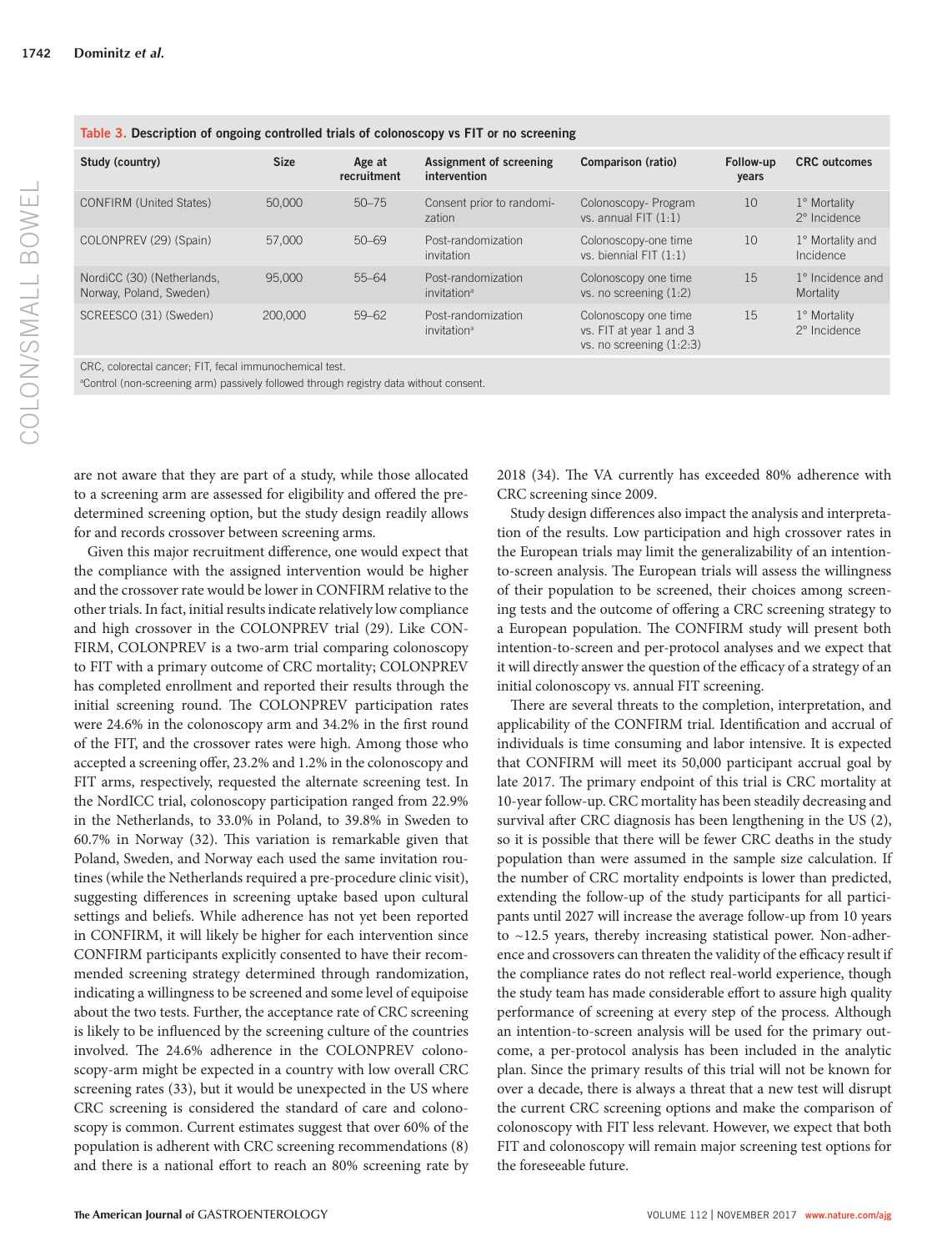**Table 3. Description of ongoing controlled trials of colonoscopy vs FIT or no screening**

| Study (country) | Size | Age at recruitment | Assignment of screening intervention | Comparison (ratio) | Follow-up years | CRC outcomes |
|---|---|---|---|---|---|---|
| CONFIRM (United States) | 50,000 | 50–75 | Consent prior to randomization | Colonoscopy- Program vs. annual FIT (1:1) | 10 | 1° Mortality 2° Incidence |
| COLONPREV (29) (Spain) | 57,000 | 50–69 | Post-randomization invitation | Colonoscopy-one time vs. biennial FIT (1:1) | 10 | 1° Mortality and Incidence |
| NordiCC (30) (Netherlands, Norway, Poland, Sweden) | 95,000 | 55–64 | Post-randomization invitation[a] | Colonoscopy one time vs. no screening (1:2) | 15 | 1° Incidence and Mortality |
| SCREESCO (31) (Sweden) | 200,000 | 59–62 | Post-randomization invitation[a] | Colonoscopy one time vs. FIT at year 1 and 3 vs. no screening (1:2:3) | 15 | 1° Mortality 2° Incidence |

CRC, colorectal cancer; FIT, fecal immunochemical test.
[a]Control (non-screening arm) passively followed through registry data without consent.

are not aware that they are part of a study, while those allocated to a screening arm are assessed for eligibility and offered the predetermined screening option, but the study design readily allows for and records crossover between screening arms.

Given this major recruitment difference, one would expect that the compliance with the assigned intervention would be higher and the crossover rate would be lower in CONFIRM relative to the other trials. In fact, initial results indicate relatively low compliance and high crossover in the COLONPREV trial (29). Like CONFIRM, COLONPREV is a two-arm trial comparing colonoscopy to FIT with a primary outcome of CRC mortality; COLONPREV has completed enrollment and reported their results through the initial screening round. The COLONPREV participation rates were 24.6% in the colonoscopy arm and 34.2% in the first round of the FIT, and the crossover rates were high. Among those who accepted a screening offer, 23.2% and 1.2% in the colonoscopy and FIT arms, respectively, requested the alternate screening test. In the NordICC trial, colonoscopy participation ranged from 22.9% in the Netherlands, to 33.0% in Poland, to 39.8% in Sweden to 60.7% in Norway (32). This variation is remarkable given that Poland, Sweden, and Norway each used the same invitation routines (while the Netherlands required a pre-procedure clinic visit), suggesting differences in screening uptake based upon cultural settings and beliefs. While adherence has not yet been reported in CONFIRM, it will likely be higher for each intervention since CONFIRM participants explicitly consented to have their recommended screening strategy determined through randomization, indicating a willingness to be screened and some level of equipoise about the two tests. Further, the acceptance rate of CRC screening is likely to be influenced by the screening culture of the countries involved. The 24.6% adherence in the COLONPREV colonoscopy-arm might be expected in a country with low overall CRC screening rates (33), but it would be unexpected in the US where CRC screening is considered the standard of care and colonoscopy is common. Current estimates suggest that over 60% of the population is adherent with CRC screening recommendations (8) and there is a national effort to reach an 80% screening rate by 2018 (34). The VA currently has exceeded 80% adherence with CRC screening since 2009.

Study design differences also impact the analysis and interpretation of the results. Low participation and high crossover rates in the European trials may limit the generalizability of an intention-to-screen analysis. The European trials will assess the willingness of their population to be screened, their choices among screening tests and the outcome of offering a CRC screening strategy to a European population. The CONFIRM study will present both intention-to-screen and per-protocol analyses and we expect that it will directly answer the question of the efficacy of a strategy of an initial colonoscopy vs. annual FIT screening.

There are several threats to the completion, interpretation, and applicability of the CONFIRM trial. Identification and accrual of individuals is time consuming and labor intensive. It is expected that CONFIRM will meet its 50,000 participant accrual goal by late 2017. The primary endpoint of this trial is CRC mortality at 10-year follow-up. CRC mortality has been steadily decreasing and survival after CRC diagnosis has been lengthening in the US (2), so it is possible that there will be fewer CRC deaths in the study population than were assumed in the sample size calculation. If the number of CRC mortality endpoints is lower than predicted, extending the follow-up of the study participants for all participants until 2027 will increase the average follow-up from 10 years to ~12.5 years, thereby increasing statistical power. Non-adherence and crossovers can threaten the validity of the efficacy result if the compliance rates do not reflect real-world experience, though the study team has made considerable effort to assure high quality performance of screening at every step of the process. Although an intention-to-screen analysis will be used for the primary outcome, a per-protocol analysis has been included in the analytic plan. Since the primary results of this trial will not be known for over a decade, there is always a threat that a new test will disrupt the current CRC screening options and make the comparison of colonoscopy with FIT less relevant. However, we expect that both FIT and colonoscopy will remain major screening test options for the foreseeable future.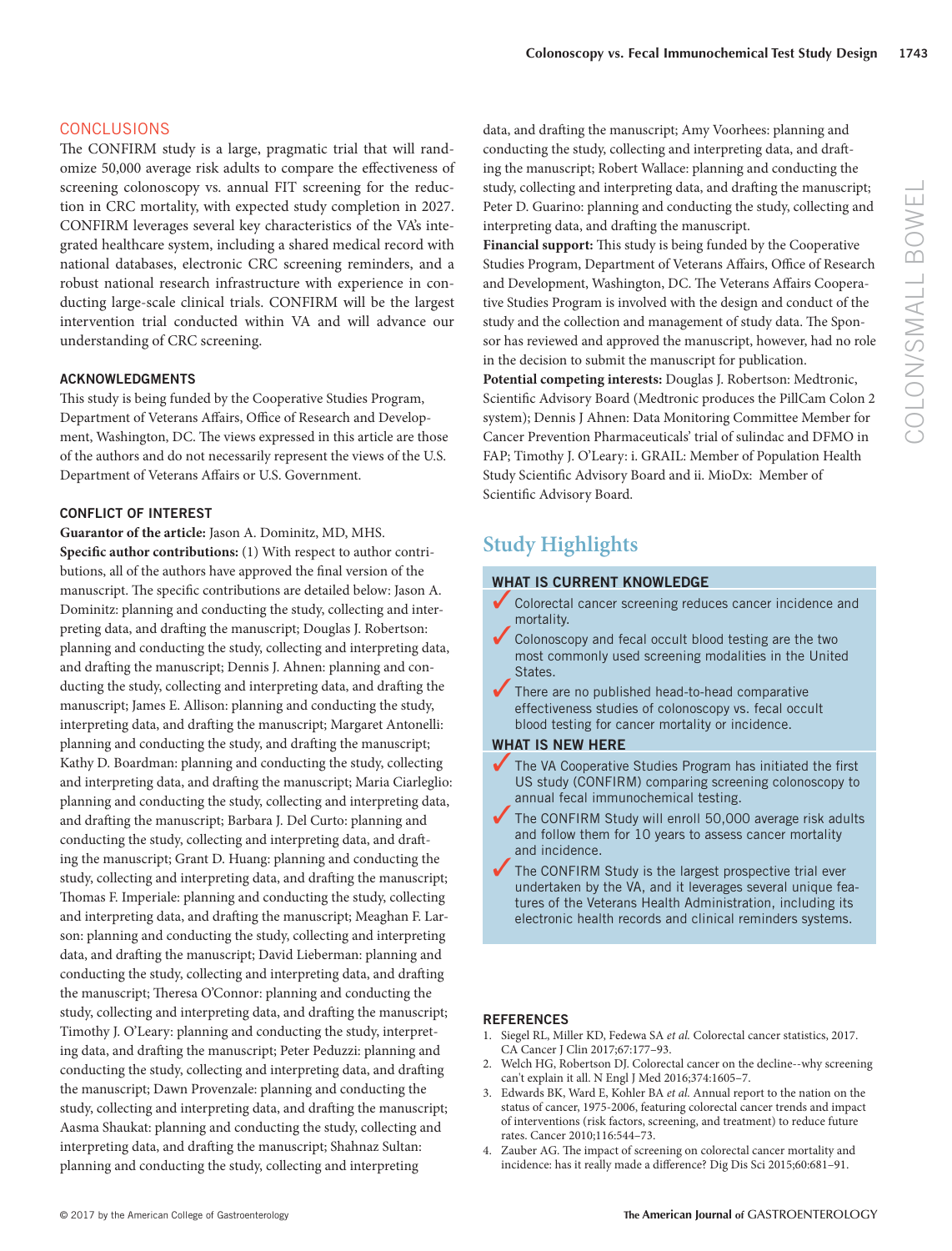## CONCLUSIONS

The CONFIRM study is a large, pragmatic trial that will randomize 50,000 average risk adults to compare the effectiveness of screening colonoscopy vs. annual FIT screening for the reduction in CRC mortality, with expected study completion in 2027. CONFIRM leverages several key characteristics of the VA's integrated healthcare system, including a shared medical record with national databases, electronic CRC screening reminders, and a robust national research infrastructure with experience in conducting large-scale clinical trials. CONFIRM will be the largest intervention trial conducted within VA and will advance our understanding of CRC screening.

### ACKNOWLEDGMENTS

This study is being funded by the Cooperative Studies Program, Department of Veterans Affairs, Office of Research and Development, Washington, DC. The views expressed in this article are those of the authors and do not necessarily represent the views of the U.S. Department of Veterans Affairs or U.S. Government.

### CONFLICT OF INTEREST

**Guarantor of the article:** Jason A. Dominitz, MD, MHS.

**Specific author contributions:** (1) With respect to author contributions, all of the authors have approved the final version of the manuscript. The specific contributions are detailed below: Jason A. Dominitz: planning and conducting the study, collecting and interpreting data, and drafting the manuscript; Douglas J. Robertson: planning and conducting the study, collecting and interpreting data, and drafting the manuscript; Dennis J. Ahnen: planning and conducting the study, collecting and interpreting data, and drafting the manuscript; James E. Allison: planning and conducting the study, interpreting data, and drafting the manuscript; Margaret Antonelli: planning and conducting the study, and drafting the manuscript; Kathy D. Boardman: planning and conducting the study, collecting and interpreting data, and drafting the manuscript; Maria Ciarleglio: planning and conducting the study, collecting and interpreting data, and drafting the manuscript; Barbara J. Del Curto: planning and conducting the study, collecting and interpreting data, and drafting the manuscript; Grant D. Huang: planning and conducting the study, collecting and interpreting data, and drafting the manuscript; Thomas F. Imperiale: planning and conducting the study, collecting and interpreting data, and drafting the manuscript; Meaghan F. Larson: planning and conducting the study, collecting and interpreting data, and drafting the manuscript; David Lieberman: planning and conducting the study, collecting and interpreting data, and drafting the manuscript; Theresa O'Connor: planning and conducting the study, collecting and interpreting data, and drafting the manuscript; Timothy J. O'Leary: planning and conducting the study, interpreting data, and drafting the manuscript; Peter Peduzzi: planning and conducting the study, collecting and interpreting data, and drafting the manuscript; Dawn Provenzale: planning and conducting the study, collecting and interpreting data, and drafting the manuscript; Aasma Shaukat: planning and conducting the study, collecting and interpreting data, and drafting the manuscript; Shahnaz Sultan: planning and conducting the study, collecting and interpreting data, and drafting the manuscript; Amy Voorhees: planning and conducting the study, collecting and interpreting data, and drafting the manuscript; Robert Wallace: planning and conducting the study, collecting and interpreting data, and drafting the manuscript; Peter D. Guarino: planning and conducting the study, collecting and interpreting data, and drafting the manuscript.

**Financial support:** This study is being funded by the Cooperative Studies Program, Department of Veterans Affairs, Office of Research and Development, Washington, DC. The Veterans Affairs Cooperative Studies Program is involved with the design and conduct of the study and the collection and management of study data. The Sponsor has reviewed and approved the manuscript, however, had no role in the decision to submit the manuscript for publication.

**Potential competing interests:** Douglas J. Robertson: Medtronic, Scientific Advisory Board (Medtronic produces the PillCam Colon 2 system); Dennis J Ahnen: Data Monitoring Committee Member for Cancer Prevention Pharmaceuticals' trial of sulindac and DFMO in FAP; Timothy J. O'Leary: i. GRAIL: Member of Population Health Study Scientific Advisory Board and ii. MioDx: Member of Scientific Advisory Board.

## Study Highlights

### WHAT IS CURRENT KNOWLEDGE

- ✓ Colorectal cancer screening reduces cancer incidence and mortality.
- ✓ Colonoscopy and fecal occult blood testing are the two most commonly used screening modalities in the United States.
- ✓ There are no published head-to-head comparative effectiveness studies of colonoscopy vs. fecal occult blood testing for cancer mortality or incidence.

### WHAT IS NEW HERE

- ✓ The VA Cooperative Studies Program has initiated the first US study (CONFIRM) comparing screening colonoscopy to annual fecal immunochemical testing.
- ✓ The CONFIRM Study will enroll 50,000 average risk adults and follow them for 10 years to assess cancer mortality and incidence.
- ✓ The CONFIRM Study is the largest prospective trial ever undertaken by the VA, and it leverages several unique features of the Veterans Health Administration, including its electronic health records and clinical reminders systems.

### REFERENCES

1. Siegel RL, Miller KD, Fedewa SA *et al.* Colorectal cancer statistics, 2017. CA Cancer J Clin 2017;67:177–93.
2. Welch HG, Robertson DJ. Colorectal cancer on the decline--why screening can't explain it all. N Engl J Med 2016;374:1605–7.
3. Edwards BK, Ward E, Kohler BA *et al.* Annual report to the nation on the status of cancer, 1975-2006, featuring colorectal cancer trends and impact of interventions (risk factors, screening, and treatment) to reduce future rates. Cancer 2010;116:544–73.
4. Zauber AG. The impact of screening on colorectal cancer mortality and incidence: has it really made a difference? Dig Dis Sci 2015;60:681–91.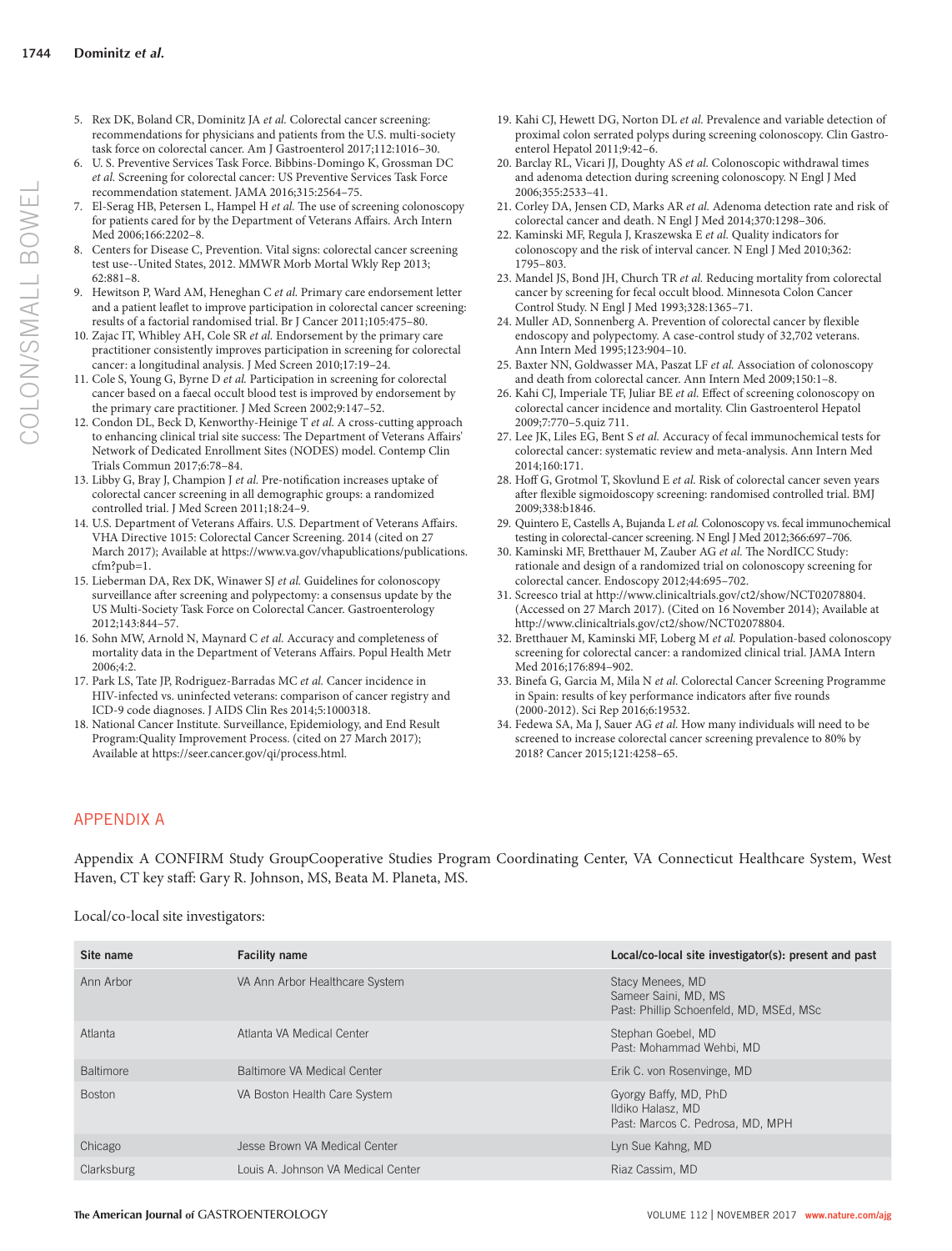5. Rex DK, Boland CR, Dominitz JA *et al.* Colorectal cancer screening: recommendations for physicians and patients from the U.S. multi-society task force on colorectal cancer. Am J Gastroenterol 2017;112:1016–30.
6. U. S. Preventive Services Task Force. Bibbins-Domingo K, Grossman DC *et al.* Screening for colorectal cancer: US Preventive Services Task Force recommendation statement. JAMA 2016;315:2564–75.
7. El-Serag HB, Petersen L, Hampel H *et al.* The use of screening colonoscopy for patients cared for by the Department of Veterans Affairs. Arch Intern Med 2006;166:2202–8.
8. Centers for Disease C, Prevention. Vital signs: colorectal cancer screening test use--United States, 2012. MMWR Morb Mortal Wkly Rep 2013; 62:881–8.
9. Hewitson P, Ward AM, Heneghan C *et al.* Primary care endorsement letter and a patient leaflet to improve participation in colorectal cancer screening: results of a factorial randomised trial. Br J Cancer 2011;105:475–80.
10. Zajac IT, Whibley AH, Cole SR *et al.* Endorsement by the primary care practitioner consistently improves participation in screening for colorectal cancer: a longitudinal analysis. J Med Screen 2010;17:19–24.
11. Cole S, Young G, Byrne D *et al.* Participation in screening for colorectal cancer based on a faecal occult blood test is improved by endorsement by the primary care practitioner. J Med Screen 2002;9:147–52.
12. Condon DL, Beck D, Kenworthy-Heinige T *et al.* A cross-cutting approach to enhancing clinical trial site success: The Department of Veterans Affairs' Network of Dedicated Enrollment Sites (NODES) model. Contemp Clin Trials Commun 2017;6:78–84.
13. Libby G, Bray J, Champion J *et al.* Pre-notification increases uptake of colorectal cancer screening in all demographic groups: a randomized controlled trial. J Med Screen 2011;18:24–9.
14. U.S. Department of Veterans Affairs. U.S. Department of Veterans Affairs. VHA Directive 1015: Colorectal Cancer Screening. 2014 (cited on 27 March 2017); Available at https://www.va.gov/vhapublications/publications.cfm?pub=1.
15. Lieberman DA, Rex DK, Winawer SJ *et al.* Guidelines for colonoscopy surveillance after screening and polypectomy: a consensus update by the US Multi-Society Task Force on Colorectal Cancer. Gastroenterology 2012;143:844–57.
16. Sohn MW, Arnold N, Maynard C *et al.* Accuracy and completeness of mortality data in the Department of Veterans Affairs. Popul Health Metr 2006;4:2.
17. Park LS, Tate JP, Rodriguez-Barradas MC *et al.* Cancer incidence in HIV-infected vs. uninfected veterans: comparison of cancer registry and ICD-9 code diagnoses. J AIDS Clin Res 2014;5:1000318.
18. National Cancer Institute. Surveillance, Epidemiology, and End Result Program:Quality Improvement Process. (cited on 27 March 2017); Available at https://seer.cancer.gov/qi/process.html.
19. Kahi CJ, Hewett DG, Norton DL *et al.* Prevalence and variable detection of proximal colon serrated polyps during screening colonoscopy. Clin Gastroenterol Hepatol 2011;9:42–6.
20. Barclay RL, Vicari JJ, Doughty AS *et al.* Colonoscopic withdrawal times and adenoma detection during screening colonoscopy. N Engl J Med 2006;355:2533–41.
21. Corley DA, Jensen CD, Marks AR *et al.* Adenoma detection rate and risk of colorectal cancer and death. N Engl J Med 2014;370:1298–306.
22. Kaminski MF, Regula J, Kraszewska E *et al.* Quality indicators for colonoscopy and the risk of interval cancer. N Engl J Med 2010;362: 1795–803.
23. Mandel JS, Bond JH, Church TR *et al.* Reducing mortality from colorectal cancer by screening for fecal occult blood. Minnesota Colon Cancer Control Study. N Engl J Med 1993;328:1365–71.
24. Muller AD, Sonnenberg A. Prevention of colorectal cancer by flexible endoscopy and polypectomy. A case-control study of 32,702 veterans. Ann Intern Med 1995;123:904–10.
25. Baxter NN, Goldwasser MA, Paszat LF *et al.* Association of colonoscopy and death from colorectal cancer. Ann Intern Med 2009;150:1–8.
26. Kahi CJ, Imperiale TF, Juliar BE *et al.* Effect of screening colonoscopy on colorectal cancer incidence and mortality. Clin Gastroenterol Hepatol 2009;7:770–5.quiz 711.
27. Lee JK, Liles EG, Bent S *et al.* Accuracy of fecal immunochemical tests for colorectal cancer: systematic review and meta-analysis. Ann Intern Med 2014;160:171.
28. Hoff G, Grotmol T, Skovlund E *et al.* Risk of colorectal cancer seven years after flexible sigmoidoscopy screening: randomised controlled trial. BMJ 2009;338:b1846.
29. Quintero E, Castells A, Bujanda L *et al.* Colonoscopy vs. fecal immunochemical testing in colorectal-cancer screening. N Engl J Med 2012;366:697–706.
30. Kaminski MF, Bretthauer M, Zauber AG *et al.* The NordICC Study: rationale and design of a randomized trial on colonoscopy screening for colorectal cancer. Endoscopy 2012;44:695–702.
31. Screesco trial at http://www.clinicaltrials.gov/ct2/show/NCT02078804. (Accessed on 27 March 2017). (Cited on 16 November 2014); Available at http://www.clinicaltrials.gov/ct2/show/NCT02078804.
32. Bretthauer M, Kaminski MF, Loberg M *et al.* Population-based colonoscopy screening for colorectal cancer: a randomized clinical trial. JAMA Intern Med 2016;176:894–902.
33. Binefa G, Garcia M, Mila N *et al.* Colorectal Cancer Screening Programme in Spain: results of key performance indicators after five rounds (2000-2012). Sci Rep 2016;6:19532.
34. Fedewa SA, Ma J, Sauer AG *et al.* How many individuals will need to be screened to increase colorectal cancer screening prevalence to 80% by 2018? Cancer 2015;121:4258–65.

## APPENDIX A

Appendix A CONFIRM Study GroupCooperative Studies Program Coordinating Center, VA Connecticut Healthcare System, West Haven, CT key staff: Gary R. Johnson, MS, Beata M. Planeta, MS.

Local/co-local site investigators:

| Site name | Facility name | Local/co-local site investigator(s): present and past |
|---|---|---|
| Ann Arbor | VA Ann Arbor Healthcare System | Stacy Menees, MD<br>Sameer Saini, MD, MS<br>Past: Phillip Schoenfeld, MD, MSEd, MSc |
| Atlanta | Atlanta VA Medical Center | Stephan Goebel, MD<br>Past: Mohammad Wehbi, MD |
| Baltimore | Baltimore VA Medical Center | Erik C. von Rosenvinge, MD |
| Boston | VA Boston Health Care System | Gyorgy Baffy, MD, PhD<br>Ildiko Halasz, MD<br>Past: Marcos C. Pedrosa, MD, MPH |
| Chicago | Jesse Brown VA Medical Center | Lyn Sue Kahng, MD |
| Clarksburg | Louis A. Johnson VA Medical Center | Riaz Cassim, MD |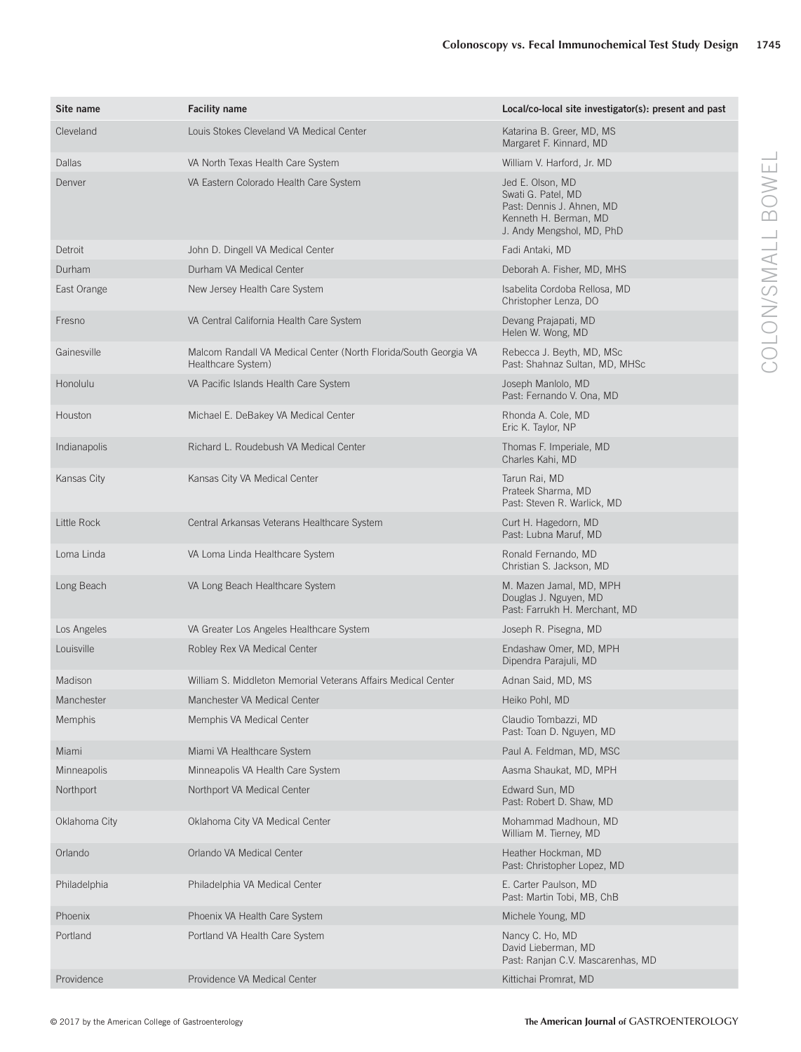| Site name | Facility name | Local/co-local site investigator(s): present and past |
|---|---|---|
| Cleveland | Louis Stokes Cleveland VA Medical Center | Katarina B. Greer, MD, MS<br>Margaret F. Kinnard, MD |
| Dallas | VA North Texas Health Care System | William V. Harford, Jr. MD |
| Denver | VA Eastern Colorado Health Care System | Jed E. Olson, MD<br>Swati G. Patel, MD<br>Past: Dennis J. Ahnen, MD<br>Kenneth H. Berman, MD<br>J. Andy Mengshol, MD, PhD |
| Detroit | John D. Dingell VA Medical Center | Fadi Antaki, MD |
| Durham | Durham VA Medical Center | Deborah A. Fisher, MD, MHS |
| East Orange | New Jersey Health Care System | Isabelita Cordoba Rellosa, MD<br>Christopher Lenza, DO |
| Fresno | VA Central California Health Care System | Devang Prajapati, MD<br>Helen W. Wong, MD |
| Gainesville | Malcom Randall VA Medical Center (North Florida/South Georgia VA Healthcare System) | Rebecca J. Beyth, MD, MSc<br>Past: Shahnaz Sultan, MD, MHSc |
| Honolulu | VA Pacific Islands Health Care System | Joseph Manlolo, MD<br>Past: Fernando V. Ona, MD |
| Houston | Michael E. DeBakey VA Medical Center | Rhonda A. Cole, MD<br>Eric K. Taylor, NP |
| Indianapolis | Richard L. Roudebush VA Medical Center | Thomas F. Imperiale, MD<br>Charles Kahi, MD |
| Kansas City | Kansas City VA Medical Center | Tarun Rai, MD<br>Prateek Sharma, MD<br>Past: Steven R. Warlick, MD |
| Little Rock | Central Arkansas Veterans Healthcare System | Curt H. Hagedorn, MD<br>Past: Lubna Maruf, MD |
| Loma Linda | VA Loma Linda Healthcare System | Ronald Fernando, MD<br>Christian S. Jackson, MD |
| Long Beach | VA Long Beach Healthcare System | M. Mazen Jamal, MD, MPH<br>Douglas J. Nguyen, MD<br>Past: Farrukh H. Merchant, MD |
| Los Angeles | VA Greater Los Angeles Healthcare System | Joseph R. Pisegna, MD |
| Louisville | Robley Rex VA Medical Center | Endashaw Omer, MD, MPH<br>Dipendra Parajuli, MD |
| Madison | William S. Middleton Memorial Veterans Affairs Medical Center | Adnan Said, MD, MS |
| Manchester | Manchester VA Medical Center | Heiko Pohl, MD |
| Memphis | Memphis VA Medical Center | Claudio Tombazzi, MD<br>Past: Toan D. Nguyen, MD |
| Miami | Miami VA Healthcare System | Paul A. Feldman, MD, MSC |
| Minneapolis | Minneapolis VA Health Care System | Aasma Shaukat, MD, MPH |
| Northport | Northport VA Medical Center | Edward Sun, MD<br>Past: Robert D. Shaw, MD |
| Oklahoma City | Oklahoma City VA Medical Center | Mohammad Madhoun, MD<br>William M. Tierney, MD |
| Orlando | Orlando VA Medical Center | Heather Hockman, MD<br>Past: Christopher Lopez, MD |
| Philadelphia | Philadelphia VA Medical Center | E. Carter Paulson, MD<br>Past: Martin Tobi, MB, ChB |
| Phoenix | Phoenix VA Health Care System | Michele Young, MD |
| Portland | Portland VA Health Care System | Nancy C. Ho, MD<br>David Lieberman, MD<br>Past: Ranjan C.V. Mascarenhas, MD |
| Providence | Providence VA Medical Center | Kittichai Promrat, MD |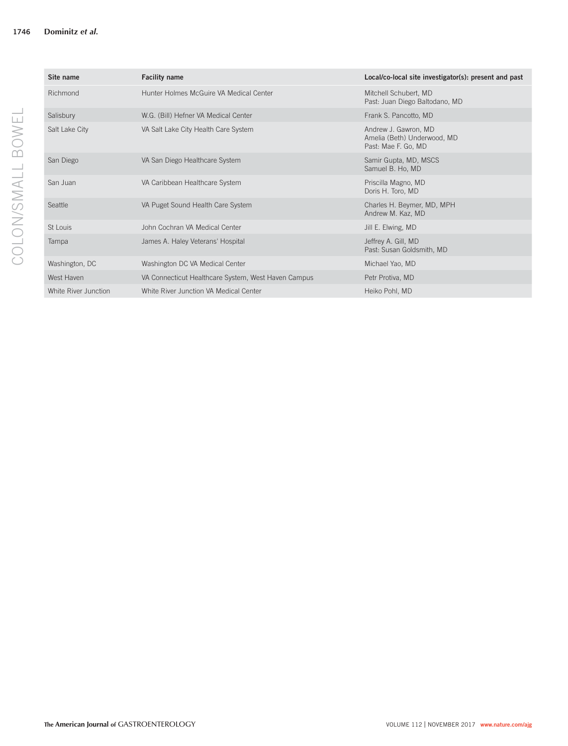| Site name | Facility name | Local/co-local site investigator(s): present and past |
|---|---|---|
| Richmond | Hunter Holmes McGuire VA Medical Center | Mitchell Schubert, MD<br>Past: Juan Diego Baltodano, MD |
| Salisbury | W.G. (Bill) Hefner VA Medical Center | Frank S. Pancotto, MD |
| Salt Lake City | VA Salt Lake City Health Care System | Andrew J. Gawron, MD<br>Amelia (Beth) Underwood, MD<br>Past: Mae F. Go, MD |
| San Diego | VA San Diego Healthcare System | Samir Gupta, MD, MSCS<br>Samuel B. Ho, MD |
| San Juan | VA Caribbean Healthcare System | Priscilla Magno, MD<br>Doris H. Toro, MD |
| Seattle | VA Puget Sound Health Care System | Charles H. Beymer, MD, MPH<br>Andrew M. Kaz, MD |
| St Louis | John Cochran VA Medical Center | Jill E. Elwing, MD |
| Tampa | James A. Haley Veterans' Hospital | Jeffrey A. Gill, MD<br>Past: Susan Goldsmith, MD |
| Washington, DC | Washington DC VA Medical Center | Michael Yao, MD |
| West Haven | VA Connecticut Healthcare System, West Haven Campus | Petr Protiva, MD |
| White River Junction | White River Junction VA Medical Center | Heiko Pohl, MD |